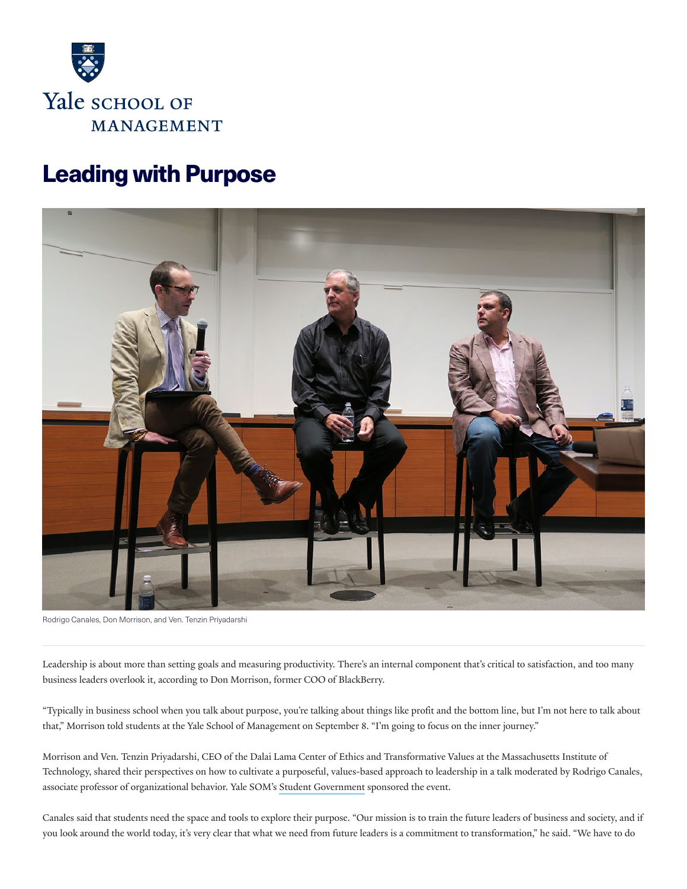Yale SCHOOL OF MANAGEMENT

# Leading with Purpose

Rodrigo Canales, Don Morrison, and Ven. Tenzin Priyadarshi

Leadership is about more than setting goals and measuring productivity. There's an internal component that's critical to satisfaction, and too many business leaders overlook it, according to Don Morrison, former COO of BlackBerry.

"Typically in business school when you talk about purpose, you're talking about things like profit and the bottom line, but I'm not here to talk about that," Morrison told students at the Yale School of Management on September 8. "I'm going to focus on the inner journey."

Morrison and Ven. Tenzin Priyadarshi, CEO of the Dalai Lama Center of Ethics and Transformative Values at the Massachusetts Institute of Technology, shared their perspectives on how to cultivate a purposeful, values-based approach to leadership in a talk moderated by Rodrigo Canales, associate professor of organizational behavior. Yale SOM's Student Government sponsored the event.

Canales said that students need the space and tools to explore their purpose. "Our mission is to train the future leaders of business and society, and if you look around the world today, it's very clear that what we need from future leaders is a commitment to transformation," he said. "We have to do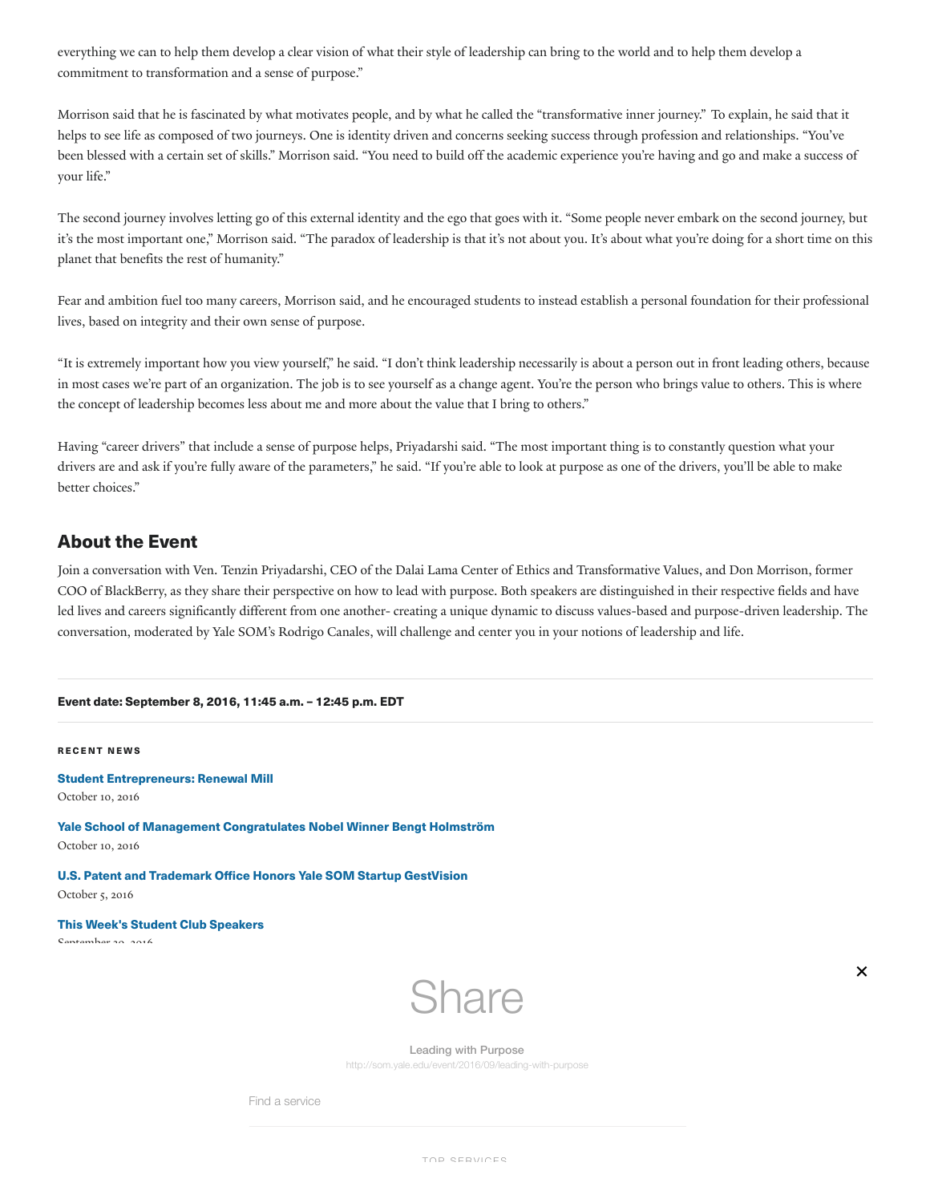everything we can to help them develop a clear vision of what their style of leadership can bring to the world and to help them develop a commitment to transformation and a sense of purpose."

Morrison said that he is fascinated by what motivates people, and by what he called the "transformative inner journey." To explain, he said that it helps to see life as composed of two journeys. One is identity driven and concerns seeking success through profession and relationships. "You've been blessed with a certain set of skills." Morrison said. "You need to build off the academic experience you're having and go and make a success of your life."

The second journey involves letting go of this external identity and the ego that goes with it. "Some people never embark on the second journey, but it's the most important one," Morrison said. "The paradox of leadership is that it's not about you. It's about what you're doing for a short time on this planet that benefits the rest of humanity."

Fear and ambition fuel too many careers, Morrison said, and he encouraged students to instead establish a personal foundation for their professional lives, based on integrity and their own sense of purpose.

"It is extremely important how you view yourself," he said. "I don't think leadership necessarily is about a person out in front leading others, because in most cases we're part of an organization. The job is to see yourself as a change agent. You're the person who brings value to others. This is where the concept of leadership becomes less about me and more about the value that I bring to others."

Having "career drivers" that include a sense of purpose helps, Priyadarshi said. "The most important thing is to constantly question what your drivers are and ask if you're fully aware of the parameters," he said. "If you're able to look at purpose as one of the drivers, you'll be able to make better choices."

## About the Event

Join a conversation with Ven. Tenzin Priyadarshi, CEO of the Dalai Lama Center of Ethics and Transformative Values, and Don Morrison, former COO of BlackBerry, as they share their perspective on how to lead with purpose. Both speakers are distinguished in their respective fields and have led lives and careers significantly different from one another- creating a unique dynamic to discuss values-based and purpose-driven leadership. The conversation, moderated by Yale SOM's Rodrigo Canales, will challenge and center you in your notions of leadership and life.

**Event date: September 8, 2016, 11:45 a.m. – 12:45 p.m. EDT**

**RECENT NEWS**

**Student Entrepreneurs: Renewal Mill**
October 10, 2016

**Yale School of Management Congratulates Nobel Winner Bengt Holmström**
October 10, 2016

**U.S. Patent and Trademark Office Honors Yale SOM Startup GestVision**
October 5, 2016

**This Week's Student Club Speakers**
September 30, 2016

Share

Leading with Purpose
http://som.yale.edu/event/2016/09/leading-with-purpose

Find a service

TOP SERVICES